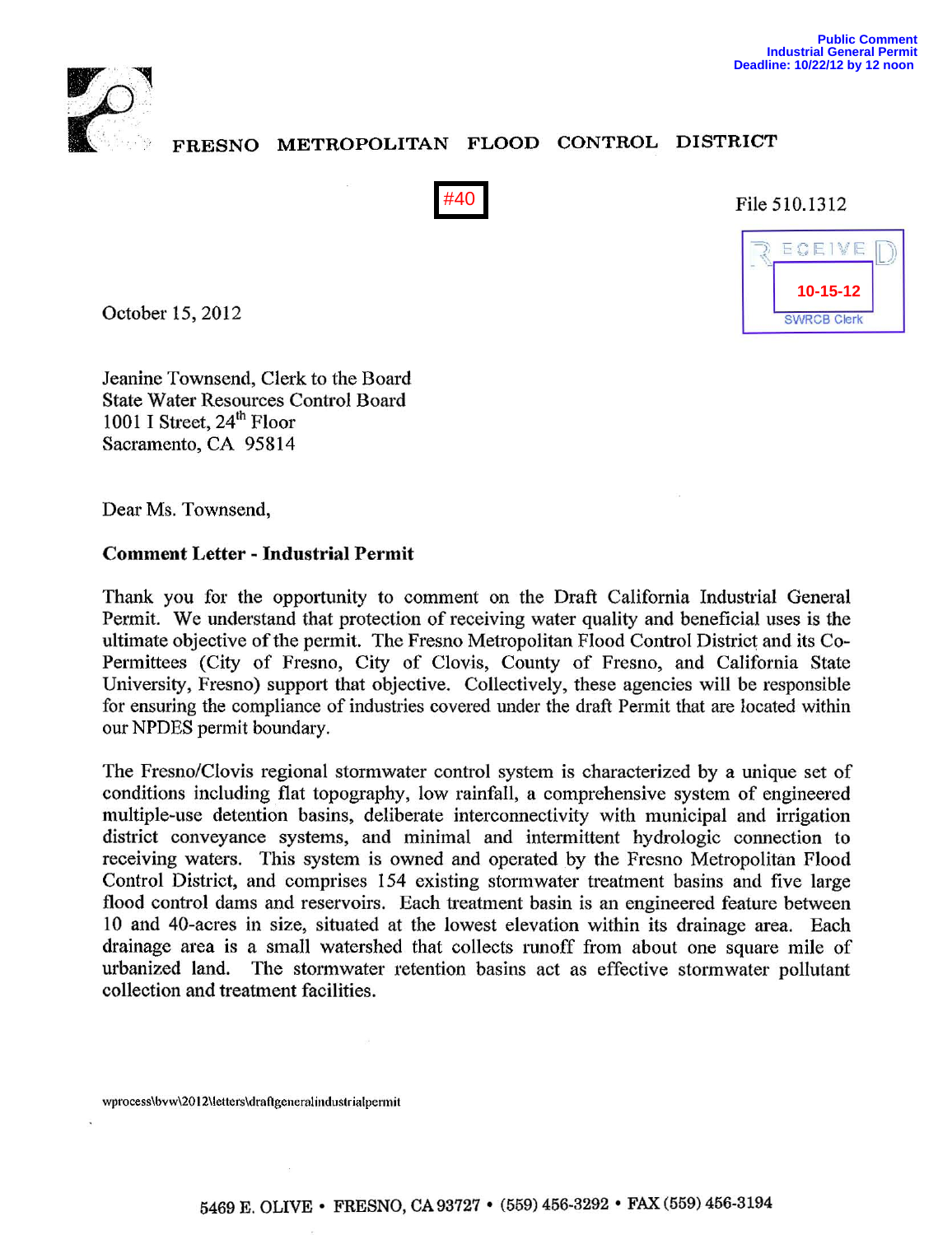Public Comment
Industrial General Permit
Deadline: 10/22/12 by 12 noon

FRESNO METROPOLITAN FLOOD CONTROL DISTRICT

#40

File 510.1312

RECEIVED
10-15-12
SWRCB Clerk

October 15, 2012

Jeanine Townsend, Clerk to the Board
State Water Resources Control Board
1001 I Street, 24th Floor
Sacramento, CA 95814

Dear Ms. Townsend,

**Comment Letter - Industrial Permit**

Thank you for the opportunity to comment on the Draft California Industrial General Permit. We understand that protection of receiving water quality and beneficial uses is the ultimate objective of the permit. The Fresno Metropolitan Flood Control District and its Co-Permittees (City of Fresno, City of Clovis, County of Fresno, and California State University, Fresno) support that objective. Collectively, these agencies will be responsible for ensuring the compliance of industries covered under the draft Permit that are located within our NPDES permit boundary.

The Fresno/Clovis regional stormwater control system is characterized by a unique set of conditions including flat topography, low rainfall, a comprehensive system of engineered multiple-use detention basins, deliberate interconnectivity with municipal and irrigation district conveyance systems, and minimal and intermittent hydrologic connection to receiving waters. This system is owned and operated by the Fresno Metropolitan Flood Control District, and comprises 154 existing stormwater treatment basins and five large flood control dams and reservoirs. Each treatment basin is an engineered feature between 10 and 40-acres in size, situated at the lowest elevation within its drainage area. Each drainage area is a small watershed that collects runoff from about one square mile of urbanized land. The stormwater retention basins act as effective stormwater pollutant collection and treatment facilities.

wprocess\bvw\2012\letters\draftgeneralindustrialpermit

5469 E. OLIVE • FRESNO, CA 93727 • (559) 456-3292 • FAX (559) 456-3194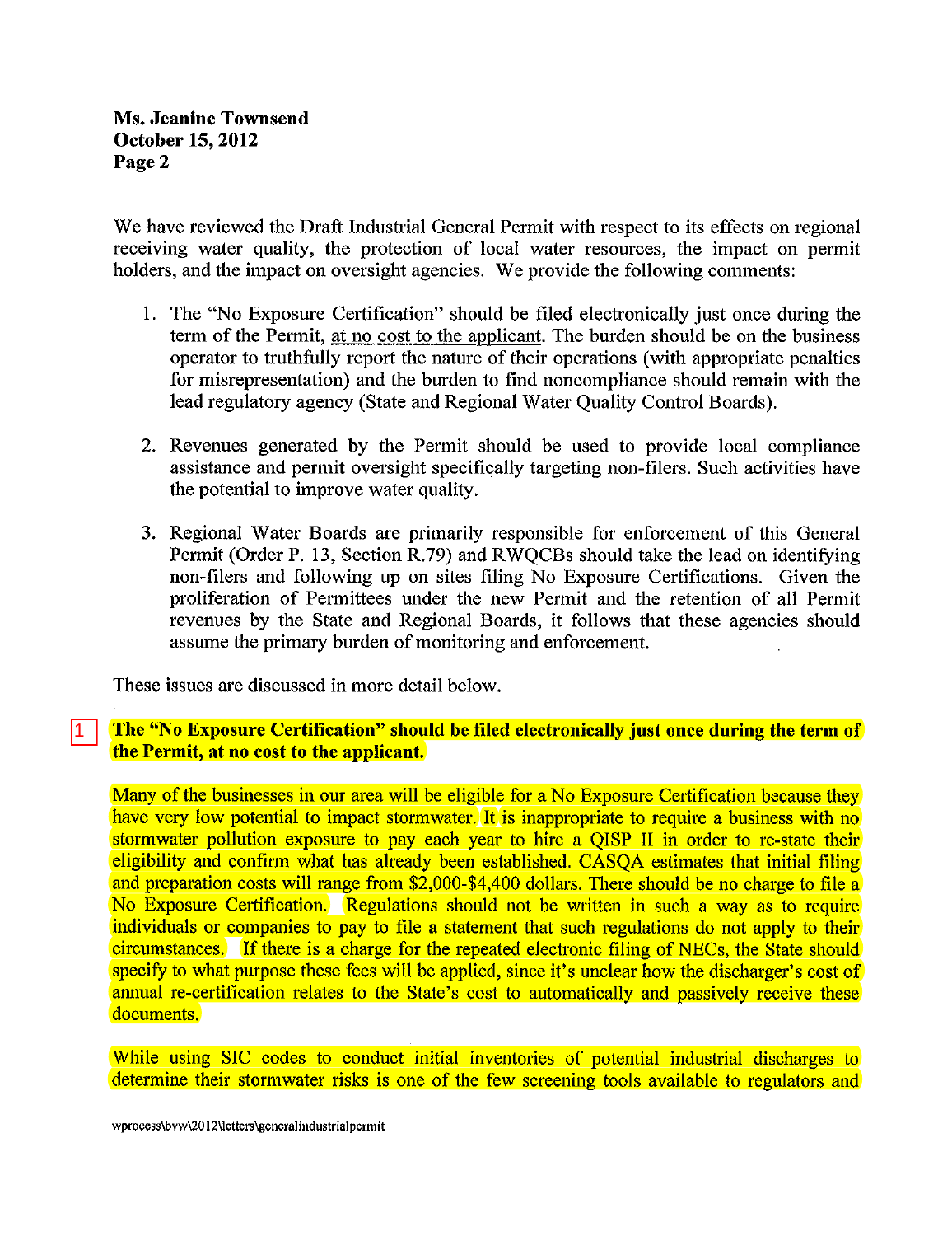Ms. Jeanine Townsend
October 15, 2012

We have reviewed the Draft Industrial General Permit with respect to its effects on regional receiving water quality, the protection of local water resources, the impact on permit holders, and the impact on oversight agencies. We provide the following comments:

1. The "No Exposure Certification" should be filed electronically just once during the term of the Permit, at no cost to the applicant. The burden should be on the business operator to truthfully report the nature of their operations (with appropriate penalties for misrepresentation) and the burden to find noncompliance should remain with the lead regulatory agency (State and Regional Water Quality Control Boards).

2. Revenues generated by the Permit should be used to provide local compliance assistance and permit oversight specifically targeting non-filers. Such activities have the potential to improve water quality.

3. Regional Water Boards are primarily responsible for enforcement of this General Permit (Order P. 13, Section R.79) and RWQCBs should take the lead on identifying non-filers and following up on sites filing No Exposure Certifications. Given the proliferation of Permittees under the new Permit and the retention of all Permit revenues by the State and Regional Boards, it follows that these agencies should assume the primary burden of monitoring and enforcement.

These issues are discussed in more detail below.

1 **The "No Exposure Certification" should be filed electronically just once during the term of the Permit, at no cost to the applicant.**

Many of the businesses in our area will be eligible for a No Exposure Certification because they have very low potential to impact stormwater. It is inappropriate to require a business with no stormwater pollution exposure to pay each year to hire a QISP II in order to re-state their eligibility and confirm what has already been established. CASQA estimates that initial filing and preparation costs will range from $2,000-$4,400 dollars. There should be no charge to file a No Exposure Certification. Regulations should not be written in such a way as to require individuals or companies to pay to file a statement that such regulations do not apply to their circumstances. If there is a charge for the repeated electronic filing of NECs, the State should specify to what purpose these fees will be applied, since it's unclear how the discharger's cost of annual re-certification relates to the State's cost to automatically and passively receive these documents.

While using SIC codes to conduct initial inventories of potential industrial discharges to determine their stormwater risks is one of the few screening tools available to regulators and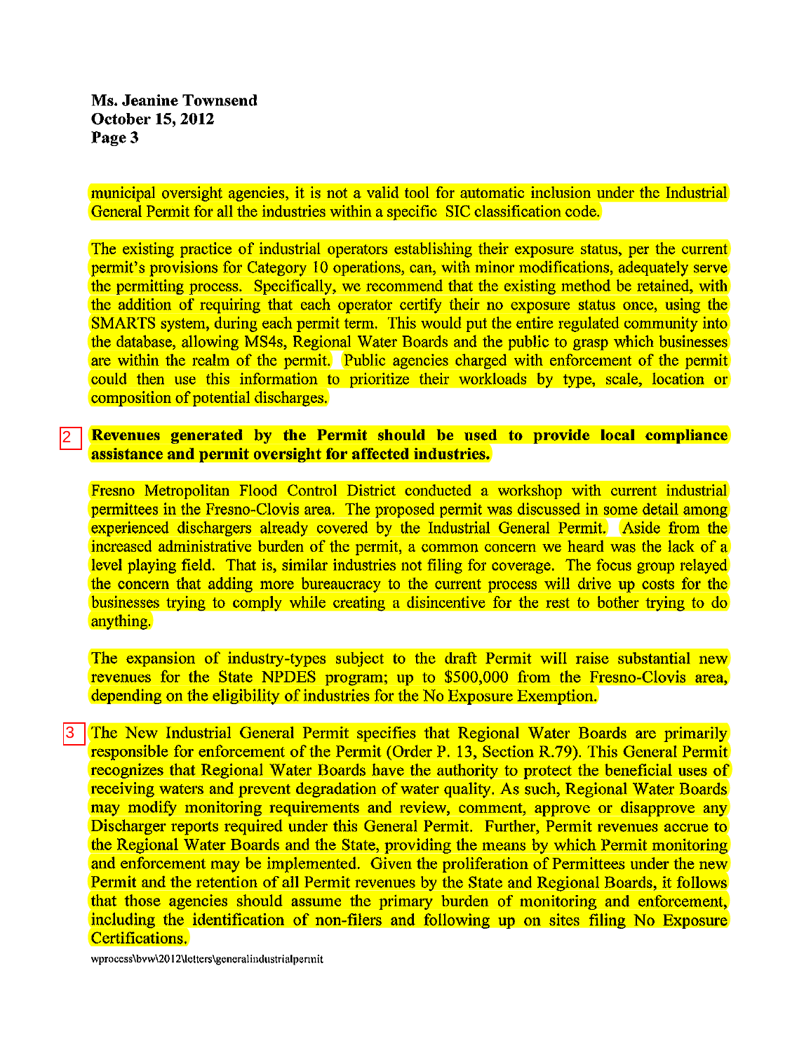municipal oversight agencies, it is not a valid tool for automatic inclusion under the Industrial General Permit for all the industries within a specific SIC classification code.

The existing practice of industrial operators establishing their exposure status, per the current permit's provisions for Category 10 operations, can, with minor modifications, adequately serve the permitting process. Specifically, we recommend that the existing method be retained, with the addition of requiring that each operator certify their no exposure status once, using the SMARTS system, during each permit term. This would put the entire regulated community into the database, allowing MS4s, Regional Water Boards and the public to grasp which businesses are within the realm of the permit. Public agencies charged with enforcement of the permit could then use this information to prioritize their workloads by type, scale, location or composition of potential discharges.

2 **Revenues generated by the Permit should be used to provide local compliance assistance and permit oversight for affected industries.**

Fresno Metropolitan Flood Control District conducted a workshop with current industrial permittees in the Fresno-Clovis area. The proposed permit was discussed in some detail among experienced dischargers already covered by the Industrial General Permit. Aside from the increased administrative burden of the permit, a common concern we heard was the lack of a level playing field. That is, similar industries not filing for coverage. The focus group relayed the concern that adding more bureaucracy to the current process will drive up costs for the businesses trying to comply while creating a disincentive for the rest to bother trying to do anything.

The expansion of industry-types subject to the draft Permit will raise substantial new revenues for the State NPDES program; up to $500,000 from the Fresno-Clovis area, depending on the eligibility of industries for the No Exposure Exemption.

3 The New Industrial General Permit specifies that Regional Water Boards are primarily responsible for enforcement of the Permit (Order P. 13, Section R.79). This General Permit recognizes that Regional Water Boards have the authority to protect the beneficial uses of receiving waters and prevent degradation of water quality. As such, Regional Water Boards may modify monitoring requirements and review, comment, approve or disapprove any Discharger reports required under this General Permit. Further, Permit revenues accrue to the Regional Water Boards and the State, providing the means by which Permit monitoring and enforcement may be implemented. Given the proliferation of Permittees under the new Permit and the retention of all Permit revenues by the State and Regional Boards, it follows that those agencies should assume the primary burden of monitoring and enforcement, including the identification of non-filers and following up on sites filing No Exposure Certifications.

wprocess\bvw\2012\letters\generalindustrialpermit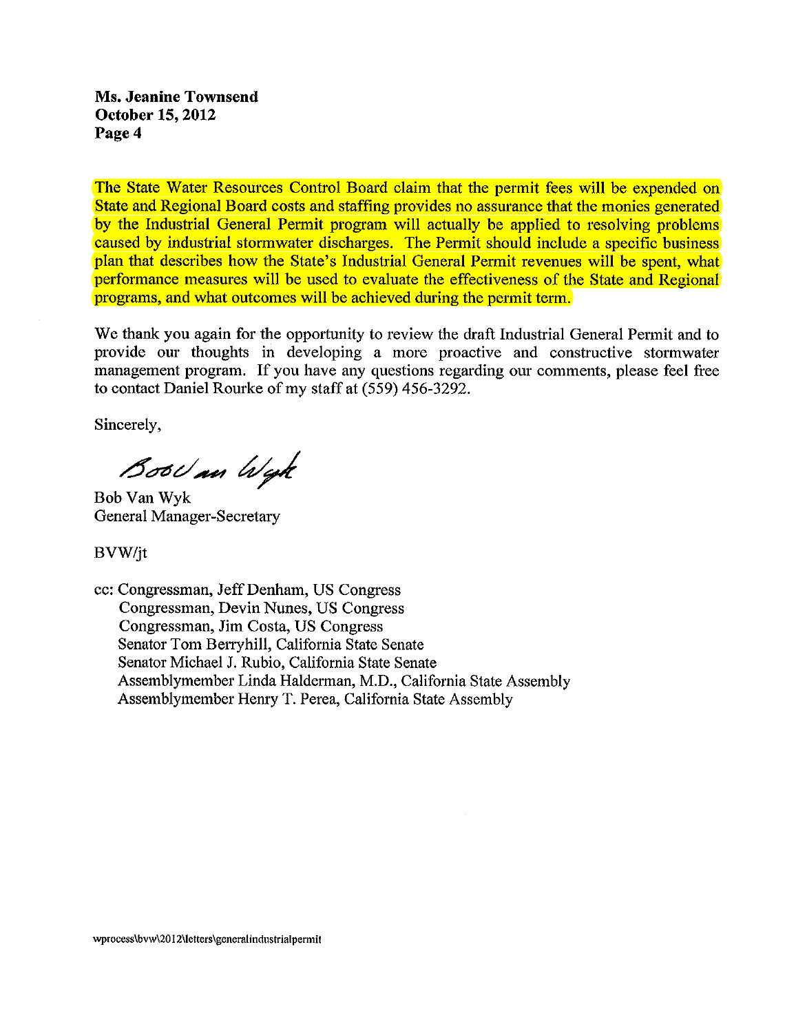The State Water Resources Control Board claim that the permit fees will be expended on State and Regional Board costs and staffing provides no assurance that the monies generated by the Industrial General Permit program will actually be applied to resolving problems caused by industrial stormwater discharges. The Permit should include a specific business plan that describes how the State's Industrial General Permit revenues will be spent, what performance measures will be used to evaluate the effectiveness of the State and Regional programs, and what outcomes will be achieved during the permit term.

We thank you again for the opportunity to review the draft Industrial General Permit and to provide our thoughts in developing a more proactive and constructive stormwater management program. If you have any questions regarding our comments, please feel free to contact Daniel Rourke of my staff at (559) 456-3292.

Sincerely,

Bob Van Wyk
General Manager-Secretary

BVW/jt

cc: Congressman, Jeff Denham, US Congress
Congressman, Devin Nunes, US Congress
Congressman, Jim Costa, US Congress
Senator Tom Berryhill, California State Senate
Senator Michael J. Rubio, California State Senate
Assemblymember Linda Halderman, M.D., California State Assembly
Assemblymember Henry T. Perea, California State Assembly

wprocess\bvw\2012\letters\generalindustrialpermit